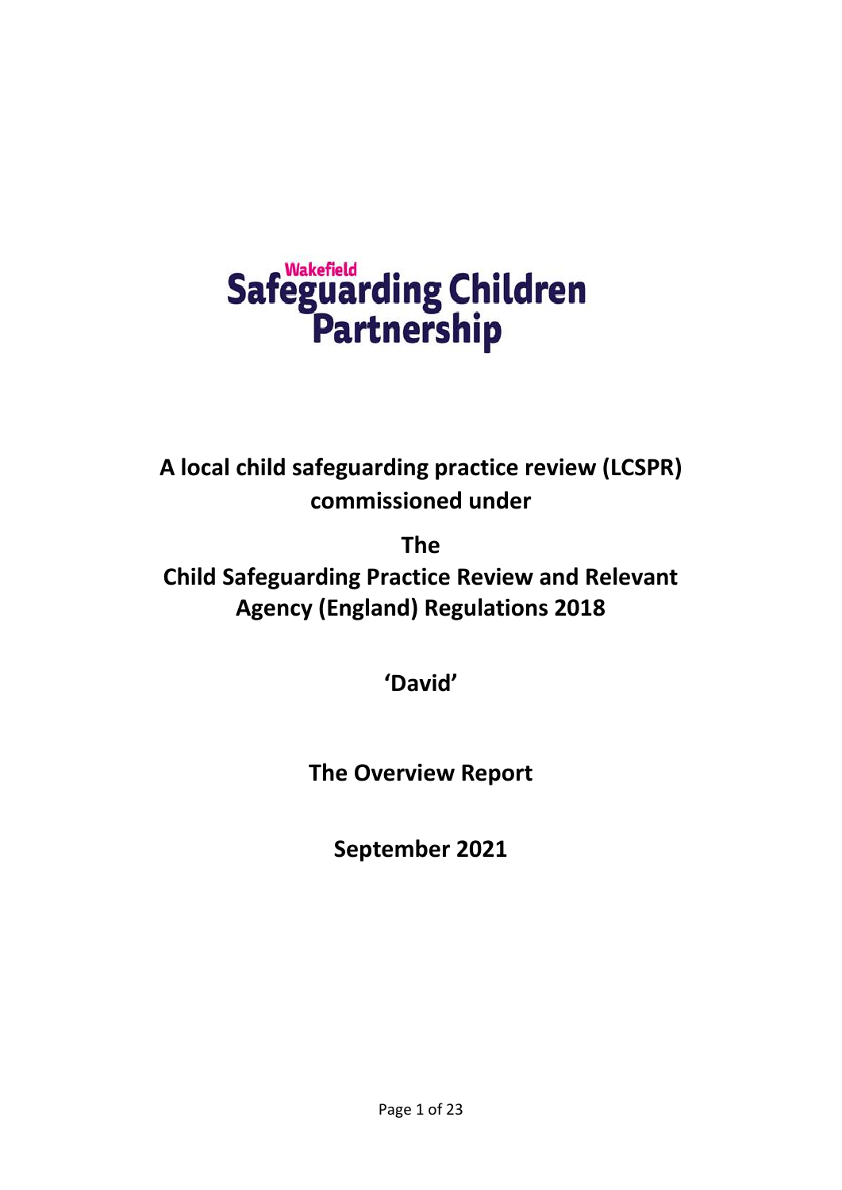Wakefield Safeguarding Children Partnership

# A local child safeguarding practice review (LCSPR) commissioned under

# The Child Safeguarding Practice Review and Relevant Agency (England) Regulations 2018

# ‘David’

# The Overview Report

# September 2021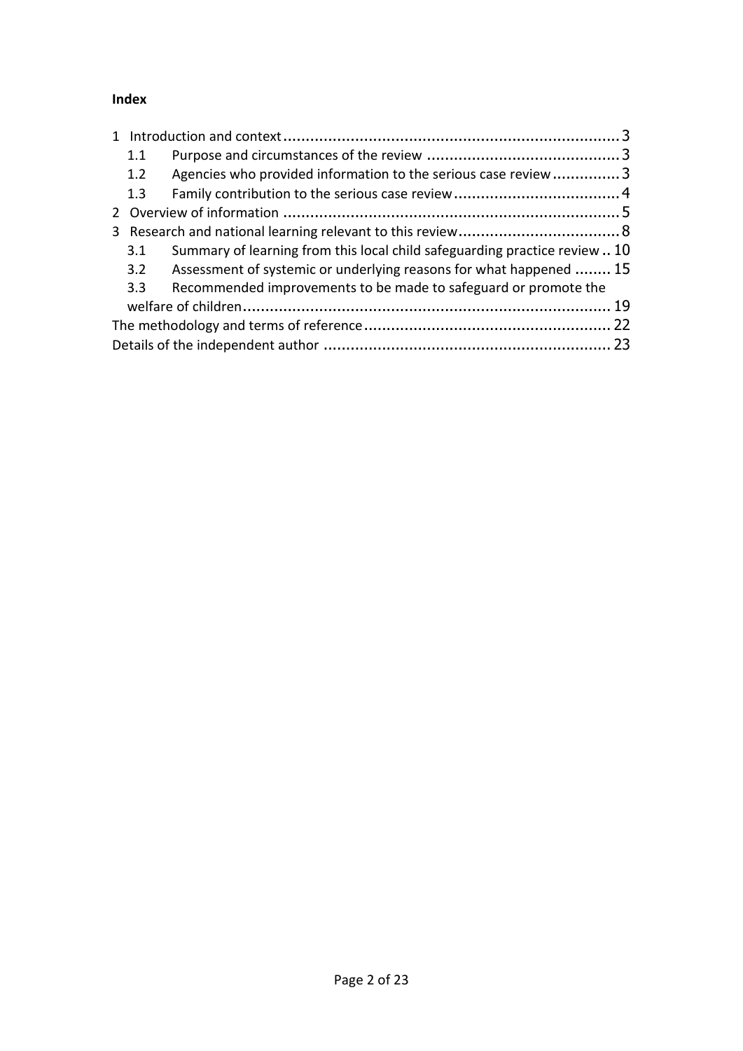**Index**

- 1 Introduction and context ........................................................................... 3
  - 1.1 Purpose and circumstances of the review ........................................... 3
  - 1.2 Agencies who provided information to the serious case review ............... 3
  - 1.3 Family contribution to the serious case review ..................................... 4
- 2 Overview of information .......................................................................... 5
- 3 Research and national learning relevant to this review .................................... 8
  - 3.1 Summary of learning from this local child safeguarding practice review .. 10
  - 3.2 Assessment of systemic or underlying reasons for what happened ........ 15
  - 3.3 Recommended improvements to be made to safeguard or promote the welfare of children ................................................................................. 19
- The methodology and terms of reference ...................................................... 22
- Details of the independent author ............................................................... 23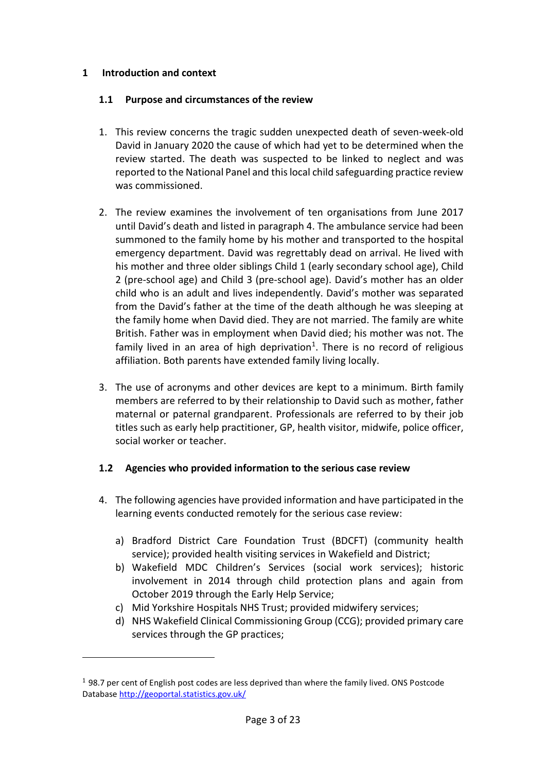# 1 Introduction and context

## 1.1 Purpose and circumstances of the review

1. This review concerns the tragic sudden unexpected death of seven-week-old David in January 2020 the cause of which had yet to be determined when the review started. The death was suspected to be linked to neglect and was reported to the National Panel and this local child safeguarding practice review was commissioned.

2. The review examines the involvement of ten organisations from June 2017 until David's death and listed in paragraph 4. The ambulance service had been summoned to the family home by his mother and transported to the hospital emergency department. David was regrettably dead on arrival. He lived with his mother and three older siblings Child 1 (early secondary school age), Child 2 (pre-school age) and Child 3 (pre-school age). David's mother has an older child who is an adult and lives independently. David's mother was separated from the David's father at the time of the death although he was sleeping at the family home when David died. They are not married. The family are white British. Father was in employment when David died; his mother was not. The family lived in an area of high deprivation[1]. There is no record of religious affiliation. Both parents have extended family living locally.

3. The use of acronyms and other devices are kept to a minimum. Birth family members are referred to by their relationship to David such as mother, father maternal or paternal grandparent. Professionals are referred to by their job titles such as early help practitioner, GP, health visitor, midwife, police officer, social worker or teacher.

## 1.2 Agencies who provided information to the serious case review

4. The following agencies have provided information and have participated in the learning events conducted remotely for the serious case review:

   a) Bradford District Care Foundation Trust (BDCFT) (community health service); provided health visiting services in Wakefield and District;
   b) Wakefield MDC Children's Services (social work services); historic involvement in 2014 through child protection plans and again from October 2019 through the Early Help Service;
   c) Mid Yorkshire Hospitals NHS Trust; provided midwifery services;
   d) NHS Wakefield Clinical Commissioning Group (CCG); provided primary care services through the GP practices;

---

[1] 98.7 per cent of English post codes are less deprived than where the family lived. ONS Postcode Database http://geoportal.statistics.gov.uk/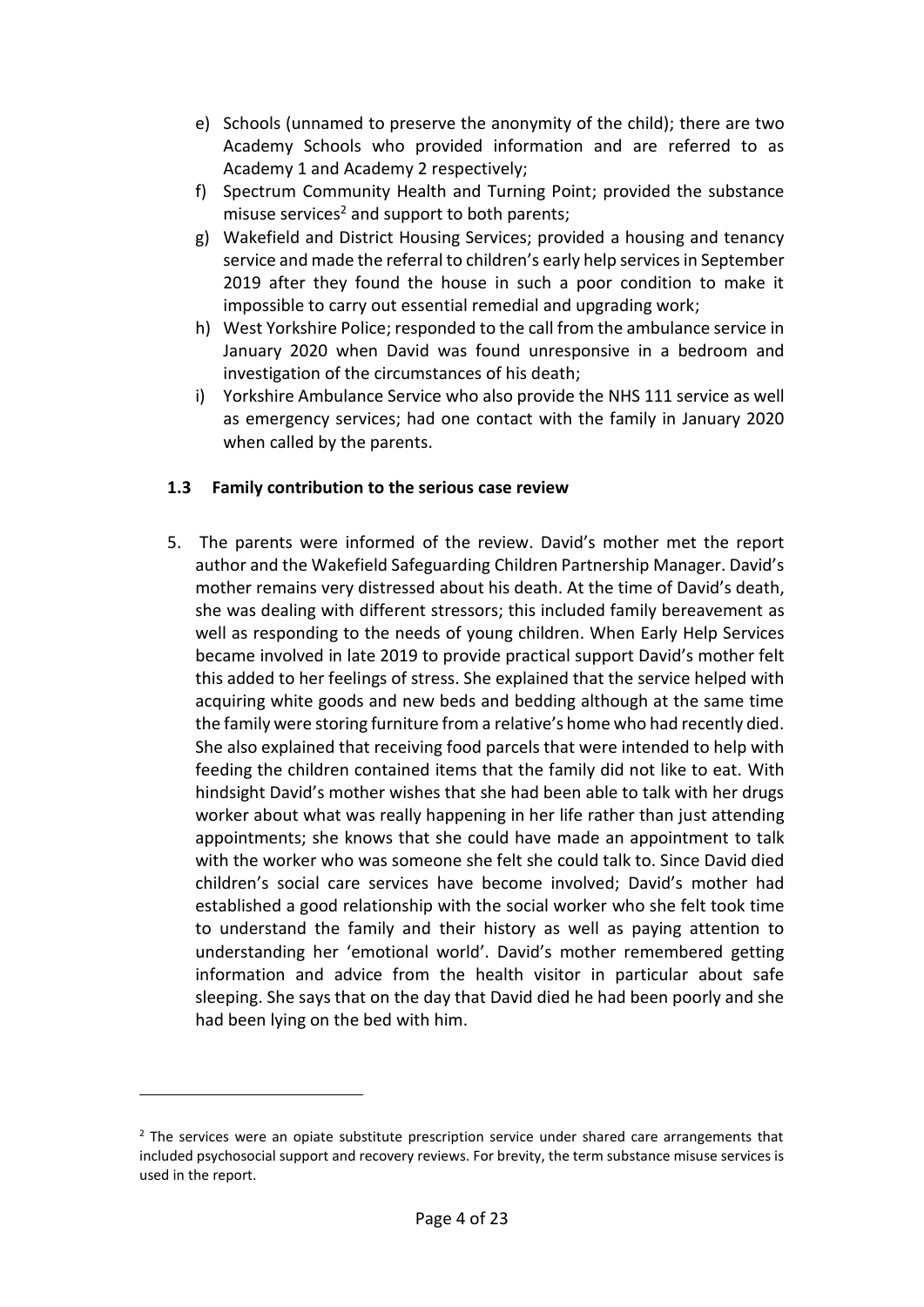e) Schools (unnamed to preserve the anonymity of the child); there are two Academy Schools who provided information and are referred to as Academy 1 and Academy 2 respectively;

f) Spectrum Community Health and Turning Point; provided the substance misuse services[2] and support to both parents;

g) Wakefield and District Housing Services; provided a housing and tenancy service and made the referral to children's early help services in September 2019 after they found the house in such a poor condition to make it impossible to carry out essential remedial and upgrading work;

h) West Yorkshire Police; responded to the call from the ambulance service in January 2020 when David was found unresponsive in a bedroom and investigation of the circumstances of his death;

i) Yorkshire Ambulance Service who also provide the NHS 111 service as well as emergency services; had one contact with the family in January 2020 when called by the parents.

### 1.3 Family contribution to the serious case review

5. The parents were informed of the review. David's mother met the report author and the Wakefield Safeguarding Children Partnership Manager. David's mother remains very distressed about his death. At the time of David's death, she was dealing with different stressors; this included family bereavement as well as responding to the needs of young children. When Early Help Services became involved in late 2019 to provide practical support David's mother felt this added to her feelings of stress. She explained that the service helped with acquiring white goods and new beds and bedding although at the same time the family were storing furniture from a relative's home who had recently died. She also explained that receiving food parcels that were intended to help with feeding the children contained items that the family did not like to eat. With hindsight David's mother wishes that she had been able to talk with her drugs worker about what was really happening in her life rather than just attending appointments; she knows that she could have made an appointment to talk with the worker who was someone she felt she could talk to. Since David died children's social care services have become involved; David's mother had established a good relationship with the social worker who she felt took time to understand the family and their history as well as paying attention to understanding her 'emotional world'. David's mother remembered getting information and advice from the health visitor in particular about safe sleeping. She says that on the day that David died he had been poorly and she had been lying on the bed with him.

---

[2] The services were an opiate substitute prescription service under shared care arrangements that included psychosocial support and recovery reviews. For brevity, the term substance misuse services is used in the report.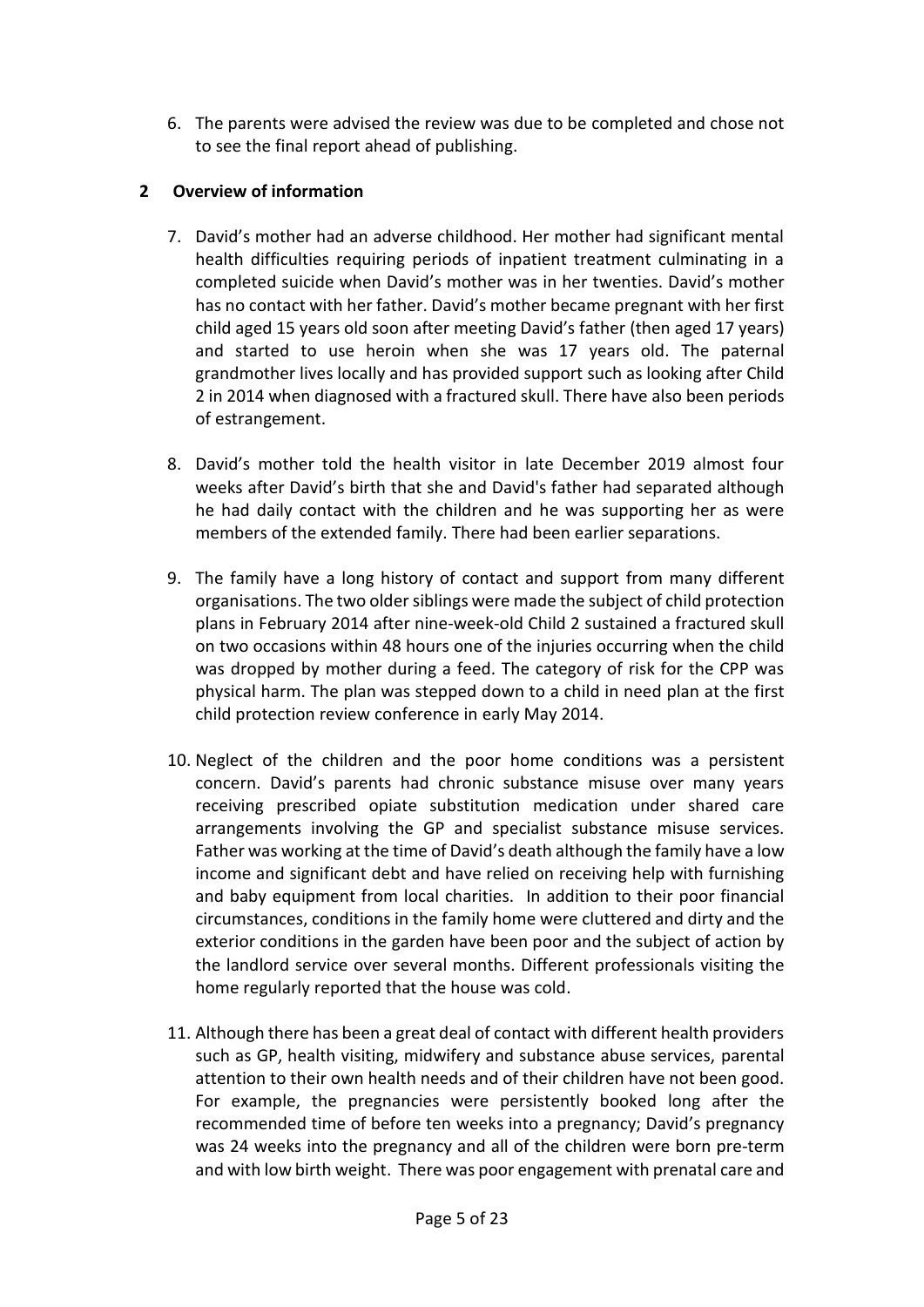6. The parents were advised the review was due to be completed and chose not to see the final report ahead of publishing.

## 2 Overview of information

7. David's mother had an adverse childhood. Her mother had significant mental health difficulties requiring periods of inpatient treatment culminating in a completed suicide when David's mother was in her twenties. David's mother has no contact with her father. David's mother became pregnant with her first child aged 15 years old soon after meeting David's father (then aged 17 years) and started to use heroin when she was 17 years old. The paternal grandmother lives locally and has provided support such as looking after Child 2 in 2014 when diagnosed with a fractured skull. There have also been periods of estrangement.

8. David's mother told the health visitor in late December 2019 almost four weeks after David's birth that she and David's father had separated although he had daily contact with the children and he was supporting her as were members of the extended family. There had been earlier separations.

9. The family have a long history of contact and support from many different organisations. The two older siblings were made the subject of child protection plans in February 2014 after nine-week-old Child 2 sustained a fractured skull on two occasions within 48 hours one of the injuries occurring when the child was dropped by mother during a feed. The category of risk for the CPP was physical harm. The plan was stepped down to a child in need plan at the first child protection review conference in early May 2014.

10. Neglect of the children and the poor home conditions was a persistent concern. David's parents had chronic substance misuse over many years receiving prescribed opiate substitution medication under shared care arrangements involving the GP and specialist substance misuse services. Father was working at the time of David's death although the family have a low income and significant debt and have relied on receiving help with furnishing and baby equipment from local charities. In addition to their poor financial circumstances, conditions in the family home were cluttered and dirty and the exterior conditions in the garden have been poor and the subject of action by the landlord service over several months. Different professionals visiting the home regularly reported that the house was cold.

11. Although there has been a great deal of contact with different health providers such as GP, health visiting, midwifery and substance abuse services, parental attention to their own health needs and of their children have not been good. For example, the pregnancies were persistently booked long after the recommended time of before ten weeks into a pregnancy; David's pregnancy was 24 weeks into the pregnancy and all of the children were born pre-term and with low birth weight. There was poor engagement with prenatal care and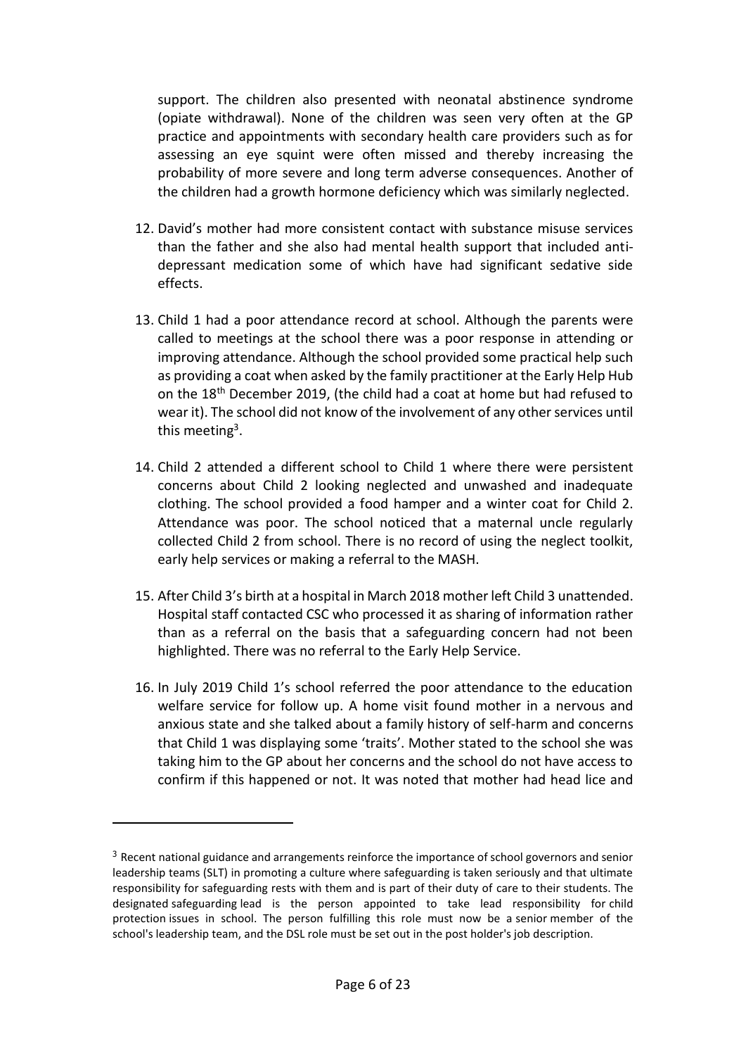support. The children also presented with neonatal abstinence syndrome (opiate withdrawal). None of the children was seen very often at the GP practice and appointments with secondary health care providers such as for assessing an eye squint were often missed and thereby increasing the probability of more severe and long term adverse consequences. Another of the children had a growth hormone deficiency which was similarly neglected.

12. David's mother had more consistent contact with substance misuse services than the father and she also had mental health support that included anti-depressant medication some of which have had significant sedative side effects.

13. Child 1 had a poor attendance record at school. Although the parents were called to meetings at the school there was a poor response in attending or improving attendance. Although the school provided some practical help such as providing a coat when asked by the family practitioner at the Early Help Hub on the 18th December 2019, (the child had a coat at home but had refused to wear it). The school did not know of the involvement of any other services until this meeting[3].

14. Child 2 attended a different school to Child 1 where there were persistent concerns about Child 2 looking neglected and unwashed and inadequate clothing. The school provided a food hamper and a winter coat for Child 2. Attendance was poor. The school noticed that a maternal uncle regularly collected Child 2 from school. There is no record of using the neglect toolkit, early help services or making a referral to the MASH.

15. After Child 3's birth at a hospital in March 2018 mother left Child 3 unattended. Hospital staff contacted CSC who processed it as sharing of information rather than as a referral on the basis that a safeguarding concern had not been highlighted. There was no referral to the Early Help Service.

16. In July 2019 Child 1's school referred the poor attendance to the education welfare service for follow up. A home visit found mother in a nervous and anxious state and she talked about a family history of self-harm and concerns that Child 1 was displaying some 'traits'. Mother stated to the school she was taking him to the GP about her concerns and the school do not have access to confirm if this happened or not. It was noted that mother had head lice and

---

[3] Recent national guidance and arrangements reinforce the importance of school governors and senior leadership teams (SLT) in promoting a culture where safeguarding is taken seriously and that ultimate responsibility for safeguarding rests with them and is part of their duty of care to their students. The designated safeguarding lead is the person appointed to take lead responsibility for child protection issues in school. The person fulfilling this role must now be a senior member of the school's leadership team, and the DSL role must be set out in the post holder's job description.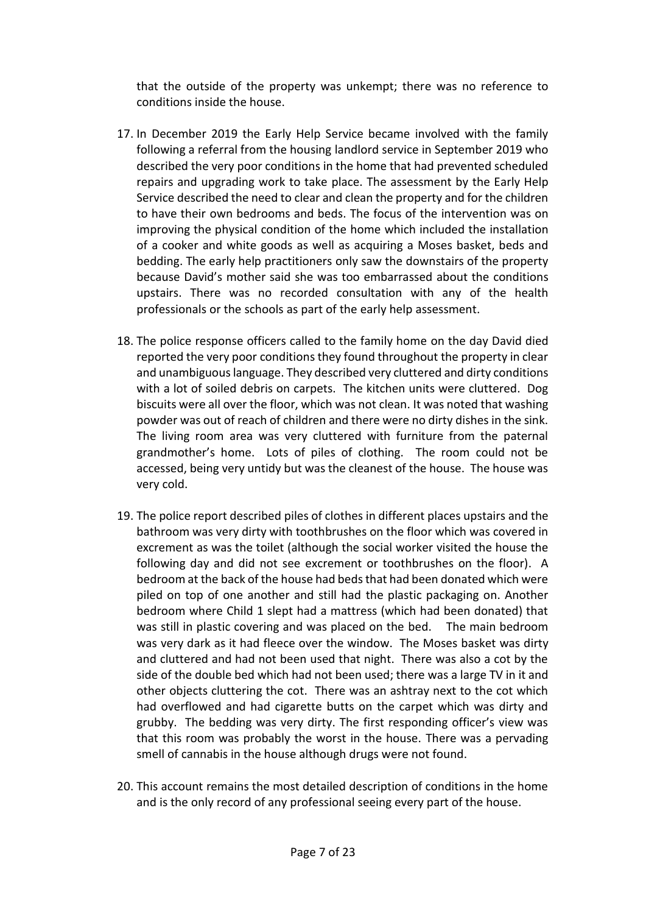that the outside of the property was unkempt; there was no reference to conditions inside the house.

17. In December 2019 the Early Help Service became involved with the family following a referral from the housing landlord service in September 2019 who described the very poor conditions in the home that had prevented scheduled repairs and upgrading work to take place. The assessment by the Early Help Service described the need to clear and clean the property and for the children to have their own bedrooms and beds. The focus of the intervention was on improving the physical condition of the home which included the installation of a cooker and white goods as well as acquiring a Moses basket, beds and bedding. The early help practitioners only saw the downstairs of the property because David's mother said she was too embarrassed about the conditions upstairs. There was no recorded consultation with any of the health professionals or the schools as part of the early help assessment.

18. The police response officers called to the family home on the day David died reported the very poor conditions they found throughout the property in clear and unambiguous language. They described very cluttered and dirty conditions with a lot of soiled debris on carpets. The kitchen units were cluttered. Dog biscuits were all over the floor, which was not clean. It was noted that washing powder was out of reach of children and there were no dirty dishes in the sink. The living room area was very cluttered with furniture from the paternal grandmother's home. Lots of piles of clothing. The room could not be accessed, being very untidy but was the cleanest of the house. The house was very cold.

19. The police report described piles of clothes in different places upstairs and the bathroom was very dirty with toothbrushes on the floor which was covered in excrement as was the toilet (although the social worker visited the house the following day and did not see excrement or toothbrushes on the floor). A bedroom at the back of the house had beds that had been donated which were piled on top of one another and still had the plastic packaging on. Another bedroom where Child 1 slept had a mattress (which had been donated) that was still in plastic covering and was placed on the bed. The main bedroom was very dark as it had fleece over the window. The Moses basket was dirty and cluttered and had not been used that night. There was also a cot by the side of the double bed which had not been used; there was a large TV in it and other objects cluttering the cot. There was an ashtray next to the cot which had overflowed and had cigarette butts on the carpet which was dirty and grubby. The bedding was very dirty. The first responding officer's view was that this room was probably the worst in the house. There was a pervading smell of cannabis in the house although drugs were not found.

20. This account remains the most detailed description of conditions in the home and is the only record of any professional seeing every part of the house.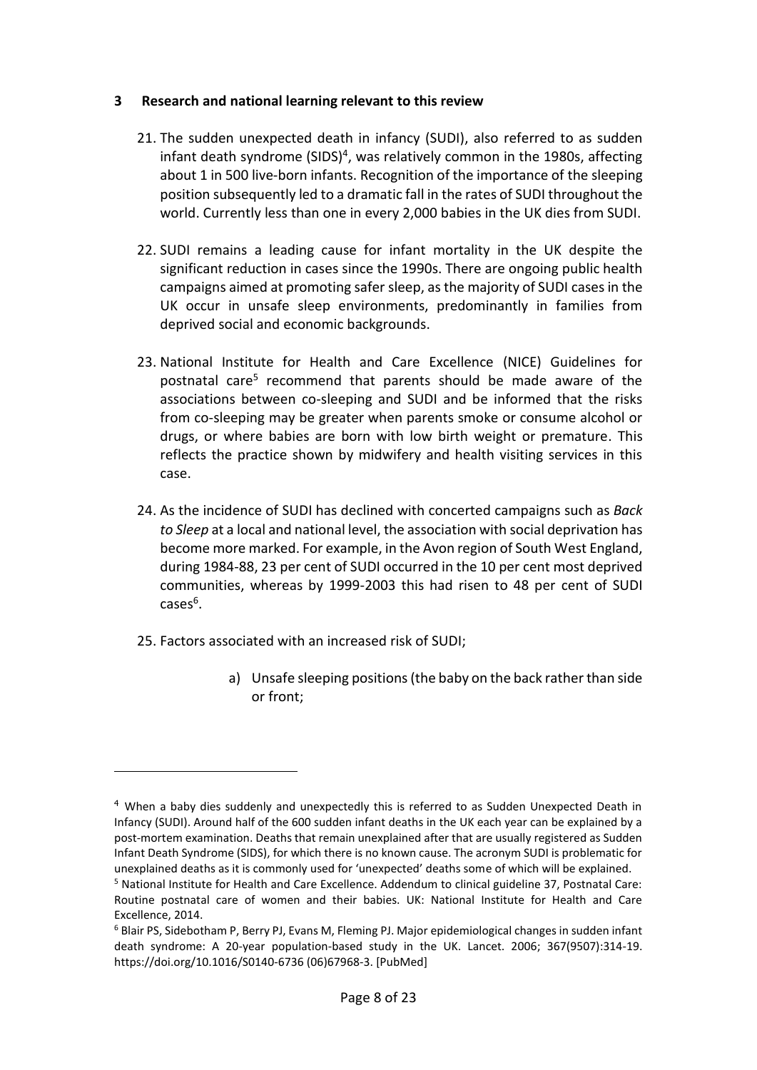## 3 Research and national learning relevant to this review

21. The sudden unexpected death in infancy (SUDI), also referred to as sudden infant death syndrome (SIDS)[4], was relatively common in the 1980s, affecting about 1 in 500 live-born infants. Recognition of the importance of the sleeping position subsequently led to a dramatic fall in the rates of SUDI throughout the world. Currently less than one in every 2,000 babies in the UK dies from SUDI.

22. SUDI remains a leading cause for infant mortality in the UK despite the significant reduction in cases since the 1990s. There are ongoing public health campaigns aimed at promoting safer sleep, as the majority of SUDI cases in the UK occur in unsafe sleep environments, predominantly in families from deprived social and economic backgrounds.

23. National Institute for Health and Care Excellence (NICE) Guidelines for postnatal care[5] recommend that parents should be made aware of the associations between co-sleeping and SUDI and be informed that the risks from co-sleeping may be greater when parents smoke or consume alcohol or drugs, or where babies are born with low birth weight or premature. This reflects the practice shown by midwifery and health visiting services in this case.

24. As the incidence of SUDI has declined with concerted campaigns such as *Back to Sleep* at a local and national level, the association with social deprivation has become more marked. For example, in the Avon region of South West England, during 1984-88, 23 per cent of SUDI occurred in the 10 per cent most deprived communities, whereas by 1999-2003 this had risen to 48 per cent of SUDI cases[6].

25. Factors associated with an increased risk of SUDI;

    a) Unsafe sleeping positions (the baby on the back rather than side or front;

---

[4] When a baby dies suddenly and unexpectedly this is referred to as Sudden Unexpected Death in Infancy (SUDI). Around half of the 600 sudden infant deaths in the UK each year can be explained by a post-mortem examination. Deaths that remain unexplained after that are usually registered as Sudden Infant Death Syndrome (SIDS), for which there is no known cause. The acronym SUDI is problematic for unexplained deaths as it is commonly used for 'unexpected' deaths some of which will be explained.

[5] National Institute for Health and Care Excellence. Addendum to clinical guideline 37, Postnatal Care: Routine postnatal care of women and their babies. UK: National Institute for Health and Care Excellence, 2014.

[6] Blair PS, Sidebotham P, Berry PJ, Evans M, Fleming PJ. Major epidemiological changes in sudden infant death syndrome: A 20-year population-based study in the UK. Lancet. 2006; 367(9507):314-19. https://doi.org/10.1016/S0140-6736 (06)67968-3. [PubMed]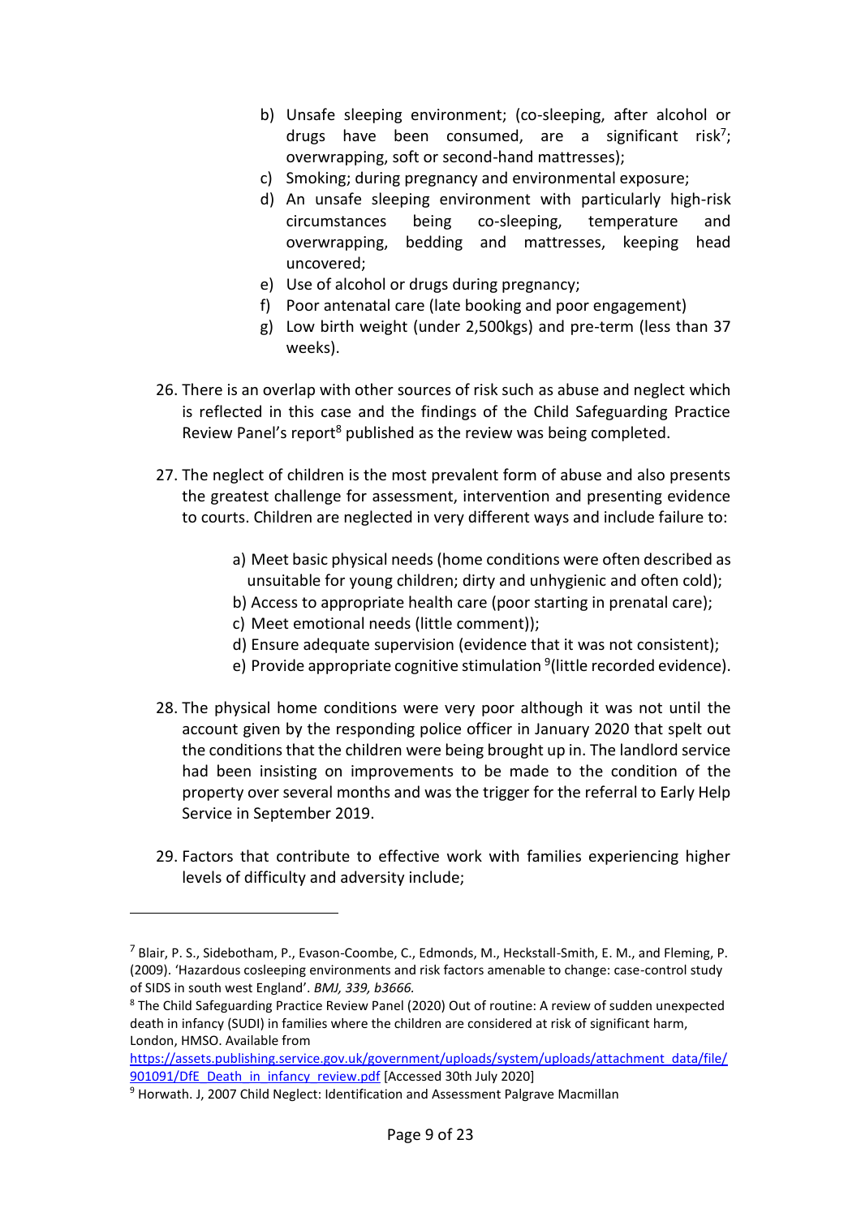b) Unsafe sleeping environment; (co-sleeping, after alcohol or drugs have been consumed, are a significant risk[7]; overwrapping, soft or second-hand mattresses);
c) Smoking; during pregnancy and environmental exposure;
d) An unsafe sleeping environment with particularly high-risk circumstances being co-sleeping, temperature and overwrapping, bedding and mattresses, keeping head uncovered;
e) Use of alcohol or drugs during pregnancy;
f) Poor antenatal care (late booking and poor engagement)
g) Low birth weight (under 2,500kgs) and pre-term (less than 37 weeks).

26. There is an overlap with other sources of risk such as abuse and neglect which is reflected in this case and the findings of the Child Safeguarding Practice Review Panel's report[8] published as the review was being completed.

27. The neglect of children is the most prevalent form of abuse and also presents the greatest challenge for assessment, intervention and presenting evidence to courts. Children are neglected in very different ways and include failure to:

    a) Meet basic physical needs (home conditions were often described as unsuitable for young children; dirty and unhygienic and often cold);
    b) Access to appropriate health care (poor starting in prenatal care);
    c) Meet emotional needs (little comment));
    d) Ensure adequate supervision (evidence that it was not consistent);
    e) Provide appropriate cognitive stimulation [9](little recorded evidence).

28. The physical home conditions were very poor although it was not until the account given by the responding police officer in January 2020 that spelt out the conditions that the children were being brought up in. The landlord service had been insisting on improvements to be made to the condition of the property over several months and was the trigger for the referral to Early Help Service in September 2019.

29. Factors that contribute to effective work with families experiencing higher levels of difficulty and adversity include;

---

[7] Blair, P. S., Sidebotham, P., Evason-Coombe, C., Edmonds, M., Heckstall-Smith, E. M., and Fleming, P. (2009). 'Hazardous cosleeping environments and risk factors amenable to change: case-control study of SIDS in south west England'. *BMJ, 339, b3666.*

[8] The Child Safeguarding Practice Review Panel (2020) Out of routine: A review of sudden unexpected death in infancy (SUDI) in families where the children are considered at risk of significant harm, London, HMSO. Available from https://assets.publishing.service.gov.uk/government/uploads/system/uploads/attachment_data/file/901091/DfE_Death_in_infancy_review.pdf [Accessed 30th July 2020]

[9] Horwath. J, 2007 Child Neglect: Identification and Assessment Palgrave Macmillan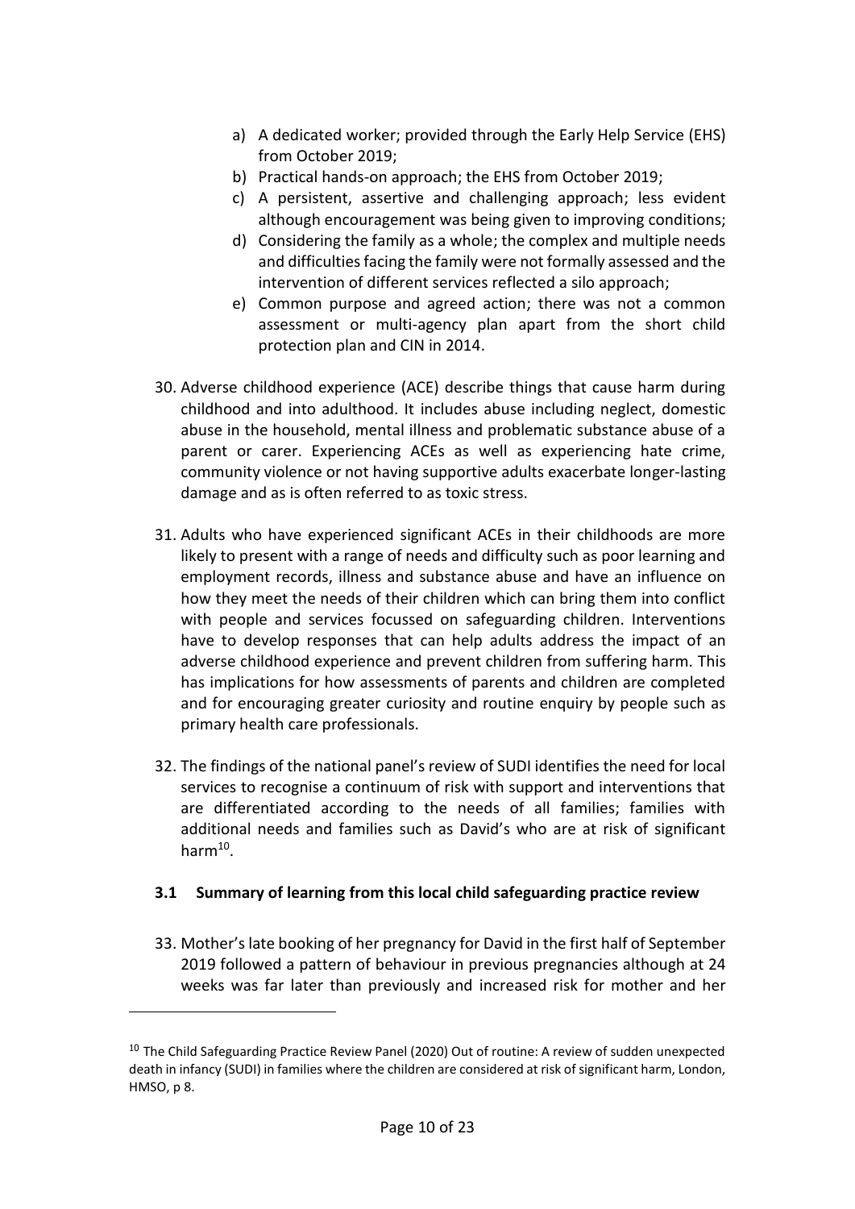a) A dedicated worker; provided through the Early Help Service (EHS) from October 2019;
b) Practical hands-on approach; the EHS from October 2019;
c) A persistent, assertive and challenging approach; less evident although encouragement was being given to improving conditions;
d) Considering the family as a whole; the complex and multiple needs and difficulties facing the family were not formally assessed and the intervention of different services reflected a silo approach;
e) Common purpose and agreed action; there was not a common assessment or multi-agency plan apart from the short child protection plan and CIN in 2014.

30. Adverse childhood experience (ACE) describe things that cause harm during childhood and into adulthood. It includes abuse including neglect, domestic abuse in the household, mental illness and problematic substance abuse of a parent or carer. Experiencing ACEs as well as experiencing hate crime, community violence or not having supportive adults exacerbate longer-lasting damage and as is often referred to as toxic stress.

31. Adults who have experienced significant ACEs in their childhoods are more likely to present with a range of needs and difficulty such as poor learning and employment records, illness and substance abuse and have an influence on how they meet the needs of their children which can bring them into conflict with people and services focussed on safeguarding children. Interventions have to develop responses that can help adults address the impact of an adverse childhood experience and prevent children from suffering harm. This has implications for how assessments of parents and children are completed and for encouraging greater curiosity and routine enquiry by people such as primary health care professionals.

32. The findings of the national panel's review of SUDI identifies the need for local services to recognise a continuum of risk with support and interventions that are differentiated according to the needs of all families; families with additional needs and families such as David's who are at risk of significant harm[10].

### 3.1 Summary of learning from this local child safeguarding practice review

33. Mother's late booking of her pregnancy for David in the first half of September 2019 followed a pattern of behaviour in previous pregnancies although at 24 weeks was far later than previously and increased risk for mother and her

[10] The Child Safeguarding Practice Review Panel (2020) Out of routine: A review of sudden unexpected death in infancy (SUDI) in families where the children are considered at risk of significant harm, London, HMSO, p 8.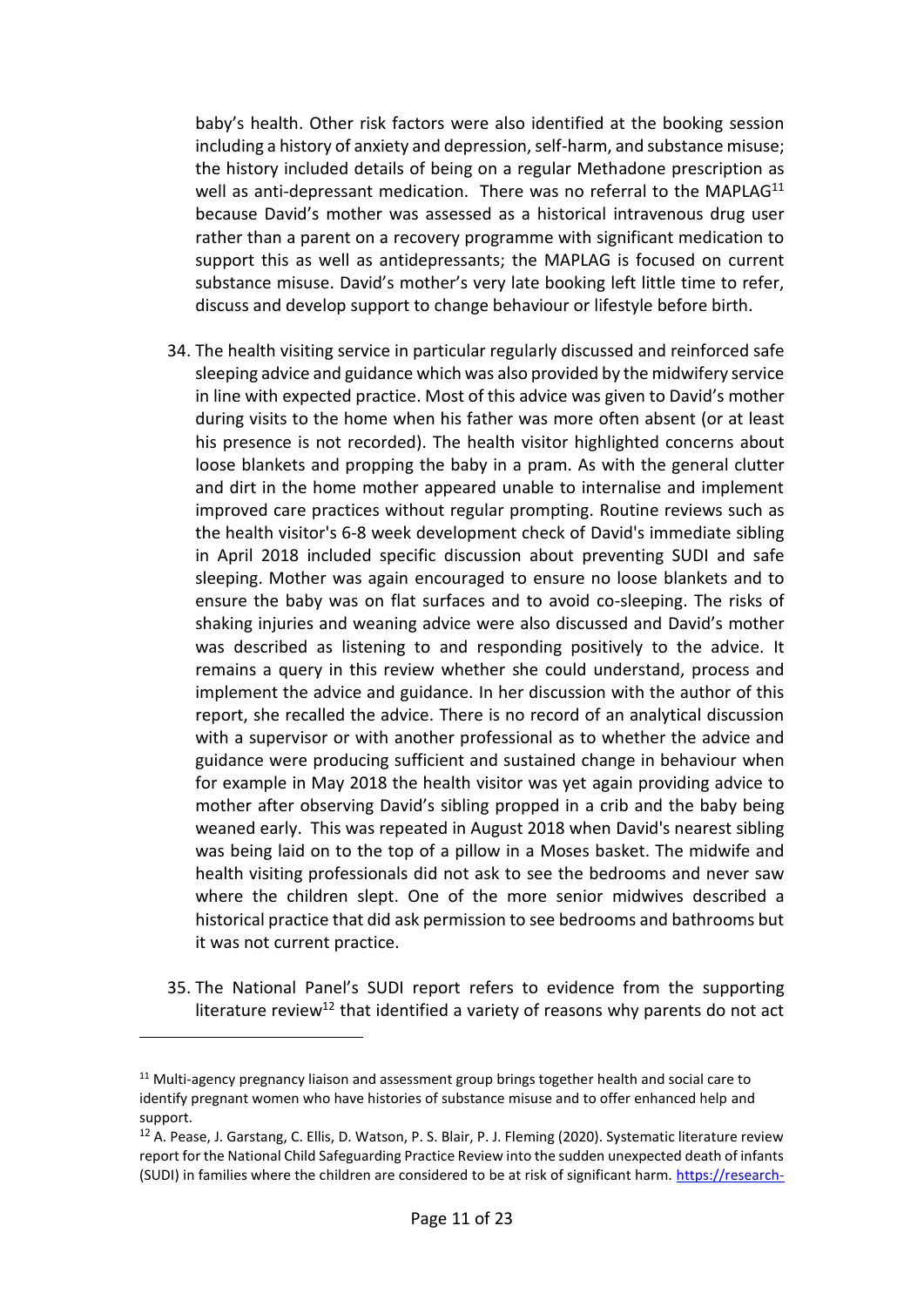baby's health. Other risk factors were also identified at the booking session including a history of anxiety and depression, self-harm, and substance misuse; the history included details of being on a regular Methadone prescription as well as anti-depressant medication. There was no referral to the MAPLAG[11] because David's mother was assessed as a historical intravenous drug user rather than a parent on a recovery programme with significant medication to support this as well as antidepressants; the MAPLAG is focused on current substance misuse. David's mother's very late booking left little time to refer, discuss and develop support to change behaviour or lifestyle before birth.

34. The health visiting service in particular regularly discussed and reinforced safe sleeping advice and guidance which was also provided by the midwifery service in line with expected practice. Most of this advice was given to David's mother during visits to the home when his father was more often absent (or at least his presence is not recorded). The health visitor highlighted concerns about loose blankets and propping the baby in a pram. As with the general clutter and dirt in the home mother appeared unable to internalise and implement improved care practices without regular prompting. Routine reviews such as the health visitor's 6-8 week development check of David's immediate sibling in April 2018 included specific discussion about preventing SUDI and safe sleeping. Mother was again encouraged to ensure no loose blankets and to ensure the baby was on flat surfaces and to avoid co-sleeping. The risks of shaking injuries and weaning advice were also discussed and David's mother was described as listening to and responding positively to the advice. It remains a query in this review whether she could understand, process and implement the advice and guidance. In her discussion with the author of this report, she recalled the advice. There is no record of an analytical discussion with a supervisor or with another professional as to whether the advice and guidance were producing sufficient and sustained change in behaviour when for example in May 2018 the health visitor was yet again providing advice to mother after observing David's sibling propped in a crib and the baby being weaned early. This was repeated in August 2018 when David's nearest sibling was being laid on to the top of a pillow in a Moses basket. The midwife and health visiting professionals did not ask to see the bedrooms and never saw where the children slept. One of the more senior midwives described a historical practice that did ask permission to see bedrooms and bathrooms but it was not current practice.

35. The National Panel's SUDI report refers to evidence from the supporting literature review[12] that identified a variety of reasons why parents do not act

---

[11] Multi-agency pregnancy liaison and assessment group brings together health and social care to identify pregnant women who have histories of substance misuse and to offer enhanced help and support.

[12] A. Pease, J. Garstang, C. Ellis, D. Watson, P. S. Blair, P. J. Fleming (2020). Systematic literature review report for the National Child Safeguarding Practice Review into the sudden unexpected death of infants (SUDI) in families where the children are considered to be at risk of significant harm. https://research-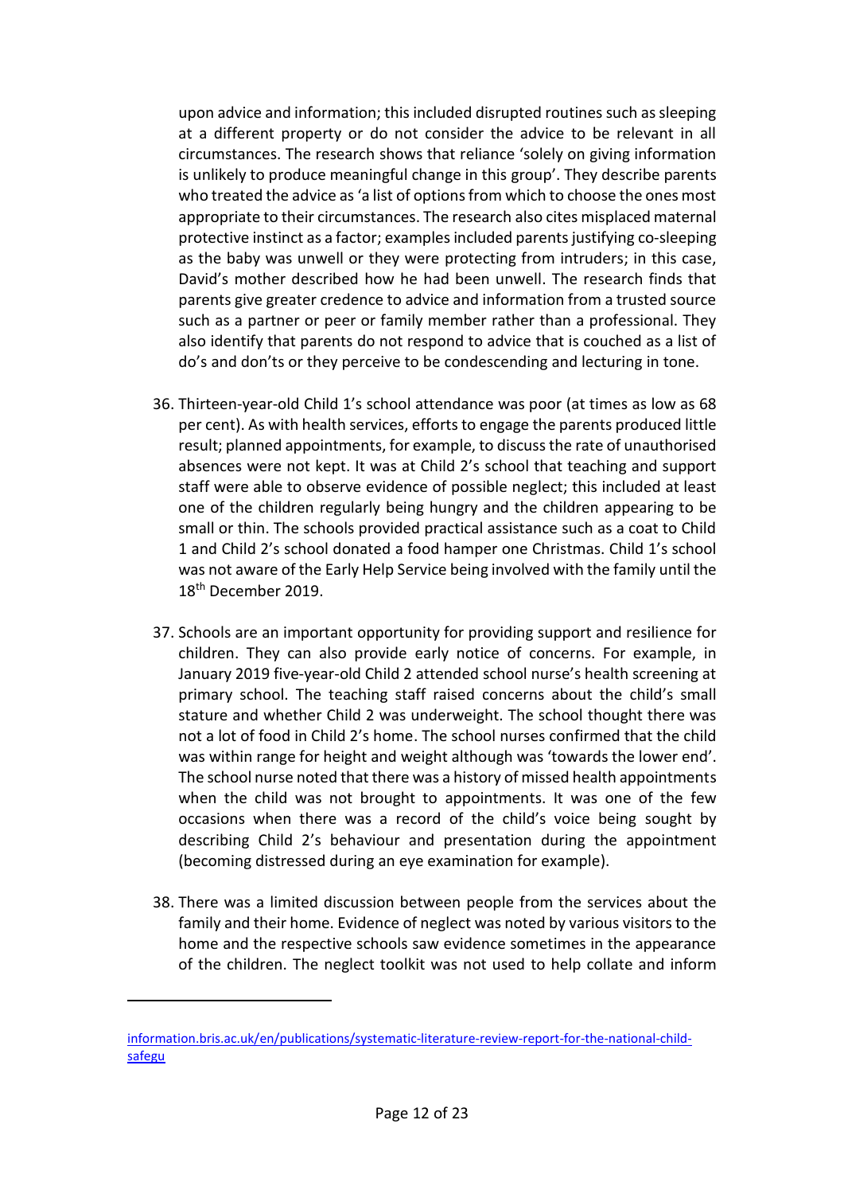upon advice and information; this included disrupted routines such as sleeping at a different property or do not consider the advice to be relevant in all circumstances. The research shows that reliance 'solely on giving information is unlikely to produce meaningful change in this group'. They describe parents who treated the advice as 'a list of options from which to choose the ones most appropriate to their circumstances. The research also cites misplaced maternal protective instinct as a factor; examples included parents justifying co-sleeping as the baby was unwell or they were protecting from intruders; in this case, David's mother described how he had been unwell. The research finds that parents give greater credence to advice and information from a trusted source such as a partner or peer or family member rather than a professional. They also identify that parents do not respond to advice that is couched as a list of do's and don'ts or they perceive to be condescending and lecturing in tone.

36. Thirteen-year-old Child 1's school attendance was poor (at times as low as 68 per cent). As with health services, efforts to engage the parents produced little result; planned appointments, for example, to discuss the rate of unauthorised absences were not kept. It was at Child 2's school that teaching and support staff were able to observe evidence of possible neglect; this included at least one of the children regularly being hungry and the children appearing to be small or thin. The schools provided practical assistance such as a coat to Child 1 and Child 2's school donated a food hamper one Christmas. Child 1's school was not aware of the Early Help Service being involved with the family until the 18th December 2019.

37. Schools are an important opportunity for providing support and resilience for children. They can also provide early notice of concerns. For example, in January 2019 five-year-old Child 2 attended school nurse's health screening at primary school. The teaching staff raised concerns about the child's small stature and whether Child 2 was underweight. The school thought there was not a lot of food in Child 2's home. The school nurses confirmed that the child was within range for height and weight although was 'towards the lower end'. The school nurse noted that there was a history of missed health appointments when the child was not brought to appointments. It was one of the few occasions when there was a record of the child's voice being sought by describing Child 2's behaviour and presentation during the appointment (becoming distressed during an eye examination for example).

38. There was a limited discussion between people from the services about the family and their home. Evidence of neglect was noted by various visitors to the home and the respective schools saw evidence sometimes in the appearance of the children. The neglect toolkit was not used to help collate and inform

---

information.bris.ac.uk/en/publications/systematic-literature-review-report-for-the-national-child-safegu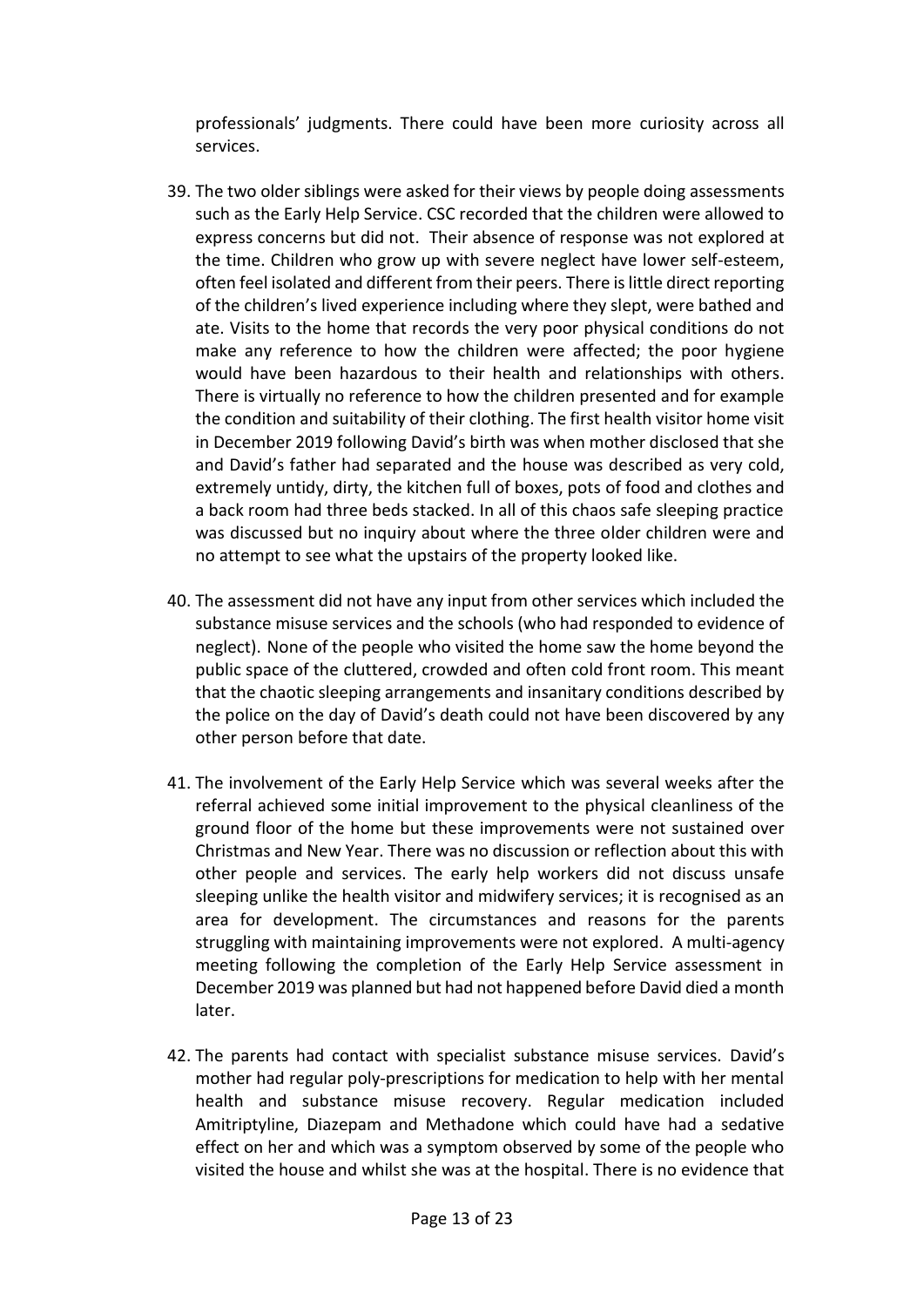professionals' judgments. There could have been more curiosity across all services.

39. The two older siblings were asked for their views by people doing assessments such as the Early Help Service. CSC recorded that the children were allowed to express concerns but did not. Their absence of response was not explored at the time. Children who grow up with severe neglect have lower self-esteem, often feel isolated and different from their peers. There is little direct reporting of the children's lived experience including where they slept, were bathed and ate. Visits to the home that records the very poor physical conditions do not make any reference to how the children were affected; the poor hygiene would have been hazardous to their health and relationships with others. There is virtually no reference to how the children presented and for example the condition and suitability of their clothing. The first health visitor home visit in December 2019 following David's birth was when mother disclosed that she and David's father had separated and the house was described as very cold, extremely untidy, dirty, the kitchen full of boxes, pots of food and clothes and a back room had three beds stacked. In all of this chaos safe sleeping practice was discussed but no inquiry about where the three older children were and no attempt to see what the upstairs of the property looked like.

40. The assessment did not have any input from other services which included the substance misuse services and the schools (who had responded to evidence of neglect). None of the people who visited the home saw the home beyond the public space of the cluttered, crowded and often cold front room. This meant that the chaotic sleeping arrangements and insanitary conditions described by the police on the day of David's death could not have been discovered by any other person before that date.

41. The involvement of the Early Help Service which was several weeks after the referral achieved some initial improvement to the physical cleanliness of the ground floor of the home but these improvements were not sustained over Christmas and New Year. There was no discussion or reflection about this with other people and services. The early help workers did not discuss unsafe sleeping unlike the health visitor and midwifery services; it is recognised as an area for development. The circumstances and reasons for the parents struggling with maintaining improvements were not explored. A multi-agency meeting following the completion of the Early Help Service assessment in December 2019 was planned but had not happened before David died a month later.

42. The parents had contact with specialist substance misuse services. David's mother had regular poly-prescriptions for medication to help with her mental health and substance misuse recovery. Regular medication included Amitriptyline, Diazepam and Methadone which could have had a sedative effect on her and which was a symptom observed by some of the people who visited the house and whilst she was at the hospital. There is no evidence that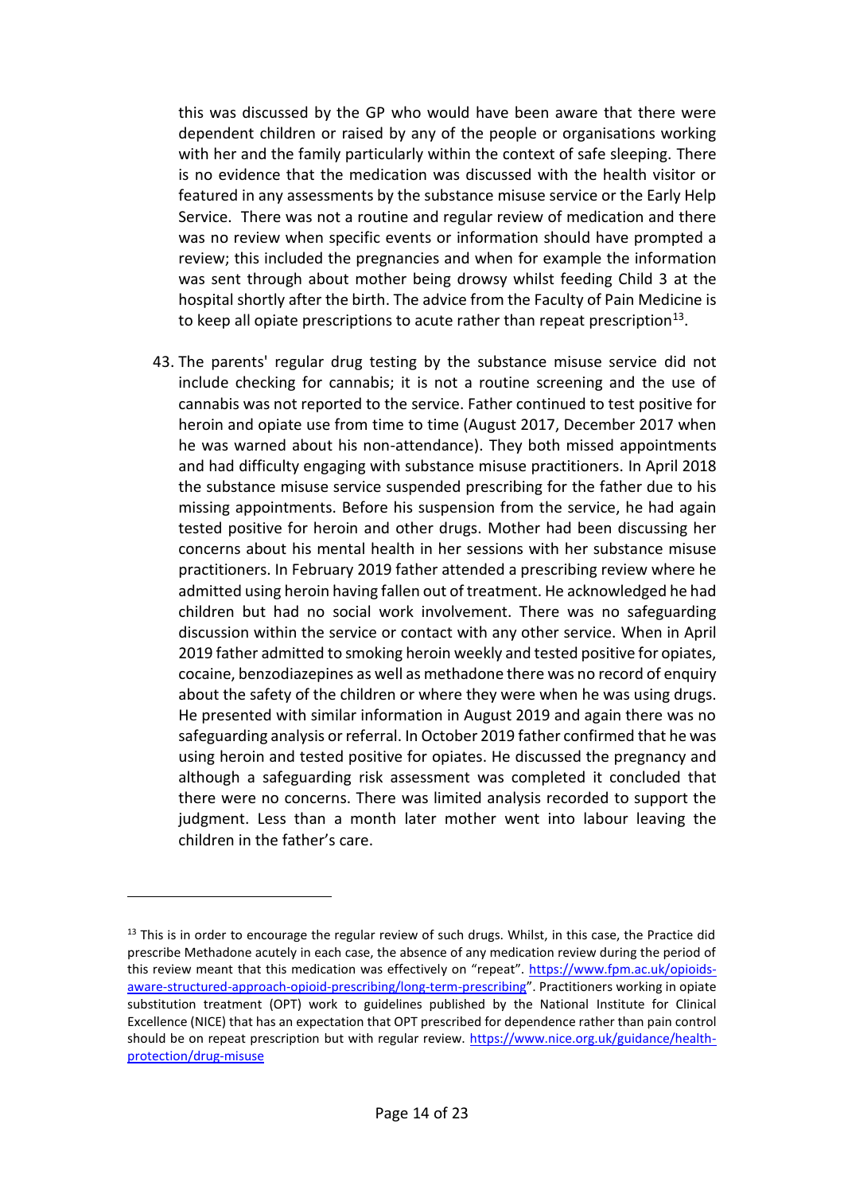this was discussed by the GP who would have been aware that there were dependent children or raised by any of the people or organisations working with her and the family particularly within the context of safe sleeping. There is no evidence that the medication was discussed with the health visitor or featured in any assessments by the substance misuse service or the Early Help Service. There was not a routine and regular review of medication and there was no review when specific events or information should have prompted a review; this included the pregnancies and when for example the information was sent through about mother being drowsy whilst feeding Child 3 at the hospital shortly after the birth. The advice from the Faculty of Pain Medicine is to keep all opiate prescriptions to acute rather than repeat prescription[13].

43. The parents' regular drug testing by the substance misuse service did not include checking for cannabis; it is not a routine screening and the use of cannabis was not reported to the service. Father continued to test positive for heroin and opiate use from time to time (August 2017, December 2017 when he was warned about his non-attendance). They both missed appointments and had difficulty engaging with substance misuse practitioners. In April 2018 the substance misuse service suspended prescribing for the father due to his missing appointments. Before his suspension from the service, he had again tested positive for heroin and other drugs. Mother had been discussing her concerns about his mental health in her sessions with her substance misuse practitioners. In February 2019 father attended a prescribing review where he admitted using heroin having fallen out of treatment. He acknowledged he had children but had no social work involvement. There was no safeguarding discussion within the service or contact with any other service. When in April 2019 father admitted to smoking heroin weekly and tested positive for opiates, cocaine, benzodiazepines as well as methadone there was no record of enquiry about the safety of the children or where they were when he was using drugs. He presented with similar information in August 2019 and again there was no safeguarding analysis or referral. In October 2019 father confirmed that he was using heroin and tested positive for opiates. He discussed the pregnancy and although a safeguarding risk assessment was completed it concluded that there were no concerns. There was limited analysis recorded to support the judgment. Less than a month later mother went into labour leaving the children in the father's care.

---

[13] This is in order to encourage the regular review of such drugs. Whilst, in this case, the Practice did prescribe Methadone acutely in each case, the absence of any medication review during the period of this review meant that this medication was effectively on "repeat". https://www.fpm.ac.uk/opioids-aware-structured-approach-opioid-prescribing/long-term-prescribing". Practitioners working in opiate substitution treatment (OPT) work to guidelines published by the National Institute for Clinical Excellence (NICE) that has an expectation that OPT prescribed for dependence rather than pain control should be on repeat prescription but with regular review. https://www.nice.org.uk/guidance/health-protection/drug-misuse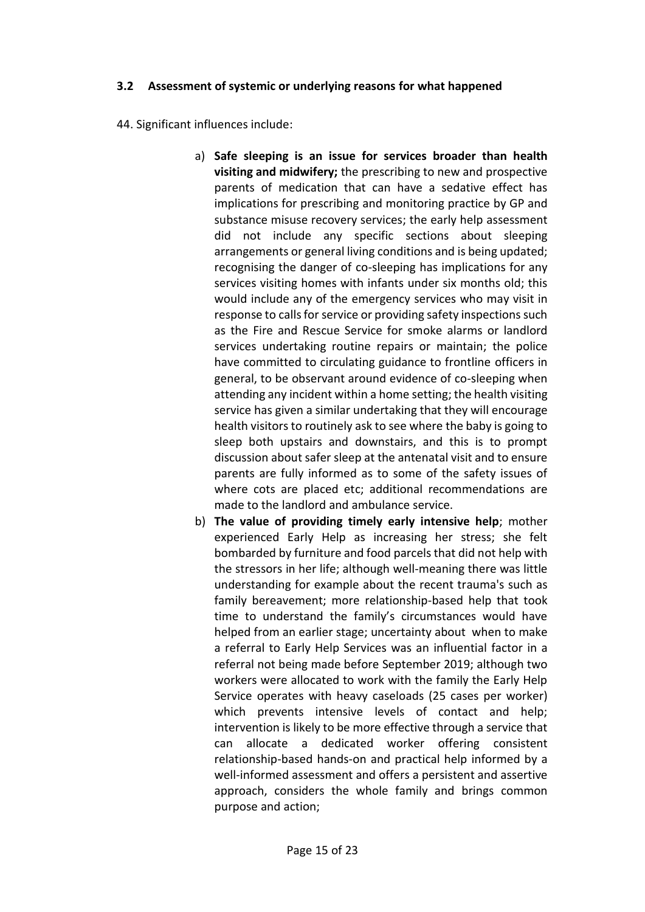### 3.2 Assessment of systemic or underlying reasons for what happened

44. Significant influences include:

a) **Safe sleeping is an issue for services broader than health visiting and midwifery;** the prescribing to new and prospective parents of medication that can have a sedative effect has implications for prescribing and monitoring practice by GP and substance misuse recovery services; the early help assessment did not include any specific sections about sleeping arrangements or general living conditions and is being updated; recognising the danger of co-sleeping has implications for any services visiting homes with infants under six months old; this would include any of the emergency services who may visit in response to calls for service or providing safety inspections such as the Fire and Rescue Service for smoke alarms or landlord services undertaking routine repairs or maintain; the police have committed to circulating guidance to frontline officers in general, to be observant around evidence of co-sleeping when attending any incident within a home setting; the health visiting service has given a similar undertaking that they will encourage health visitors to routinely ask to see where the baby is going to sleep both upstairs and downstairs, and this is to prompt discussion about safer sleep at the antenatal visit and to ensure parents are fully informed as to some of the safety issues of where cots are placed etc; additional recommendations are made to the landlord and ambulance service.

b) **The value of providing timely early intensive help**; mother experienced Early Help as increasing her stress; she felt bombarded by furniture and food parcels that did not help with the stressors in her life; although well-meaning there was little understanding for example about the recent trauma's such as family bereavement; more relationship-based help that took time to understand the family's circumstances would have helped from an earlier stage; uncertainty about when to make a referral to Early Help Services was an influential factor in a referral not being made before September 2019; although two workers were allocated to work with the family the Early Help Service operates with heavy caseloads (25 cases per worker) which prevents intensive levels of contact and help; intervention is likely to be more effective through a service that can allocate a dedicated worker offering consistent relationship-based hands-on and practical help informed by a well-informed assessment and offers a persistent and assertive approach, considers the whole family and brings common purpose and action;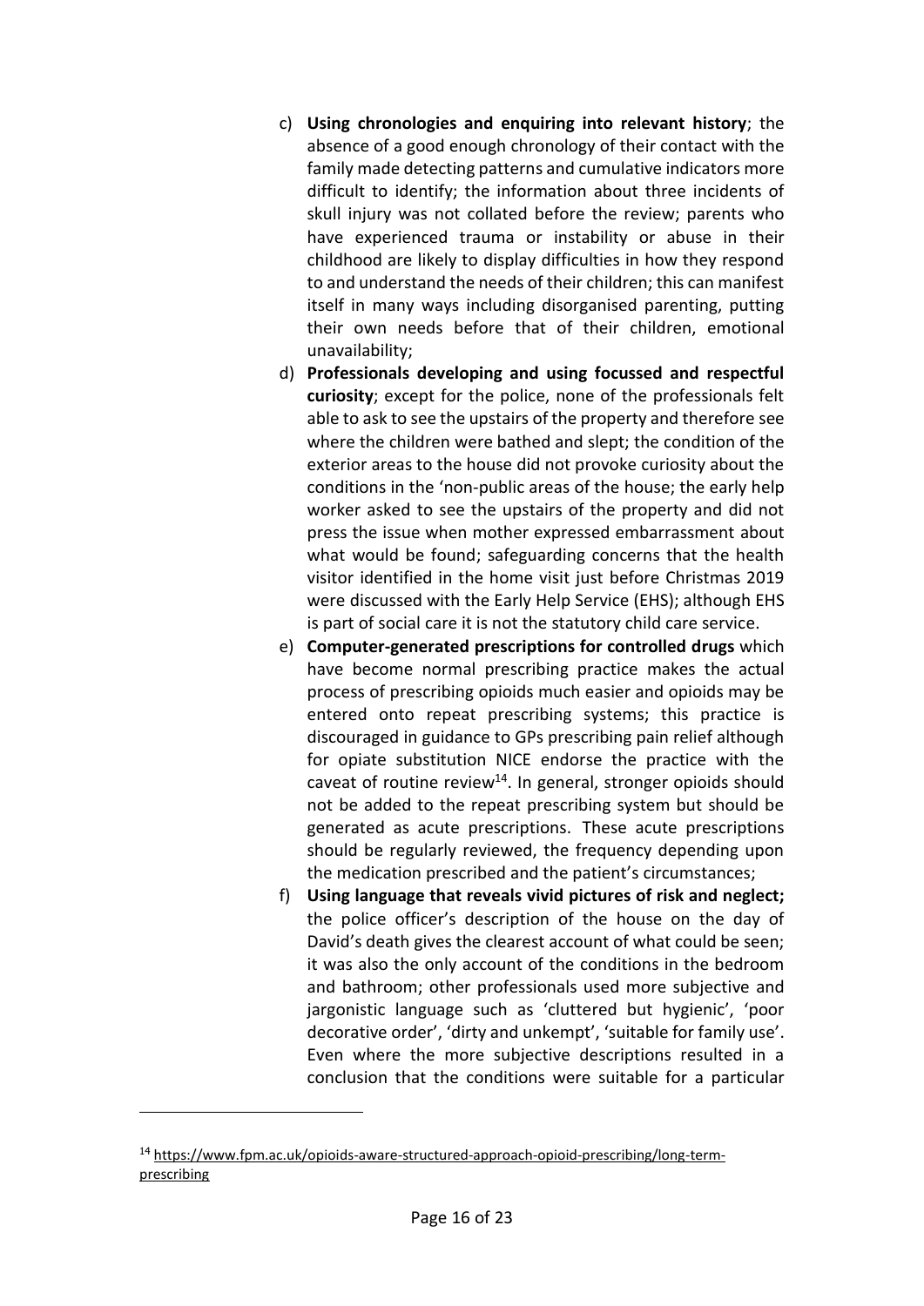c) **Using chronologies and enquiring into relevant history**; the absence of a good enough chronology of their contact with the family made detecting patterns and cumulative indicators more difficult to identify; the information about three incidents of skull injury was not collated before the review; parents who have experienced trauma or instability or abuse in their childhood are likely to display difficulties in how they respond to and understand the needs of their children; this can manifest itself in many ways including disorganised parenting, putting their own needs before that of their children, emotional unavailability;

d) **Professionals developing and using focussed and respectful curiosity**; except for the police, none of the professionals felt able to ask to see the upstairs of the property and therefore see where the children were bathed and slept; the condition of the exterior areas to the house did not provoke curiosity about the conditions in the 'non-public areas of the house; the early help worker asked to see the upstairs of the property and did not press the issue when mother expressed embarrassment about what would be found; safeguarding concerns that the health visitor identified in the home visit just before Christmas 2019 were discussed with the Early Help Service (EHS); although EHS is part of social care it is not the statutory child care service.

e) **Computer-generated prescriptions for controlled drugs** which have become normal prescribing practice makes the actual process of prescribing opioids much easier and opioids may be entered onto repeat prescribing systems; this practice is discouraged in guidance to GPs prescribing pain relief although for opiate substitution NICE endorse the practice with the caveat of routine review[14]. In general, stronger opioids should not be added to the repeat prescribing system but should be generated as acute prescriptions. These acute prescriptions should be regularly reviewed, the frequency depending upon the medication prescribed and the patient's circumstances;

f) **Using language that reveals vivid pictures of risk and neglect;** the police officer's description of the house on the day of David's death gives the clearest account of what could be seen; it was also the only account of the conditions in the bedroom and bathroom; other professionals used more subjective and jargonistic language such as 'cluttered but hygienic', 'poor decorative order', 'dirty and unkempt', 'suitable for family use'. Even where the more subjective descriptions resulted in a conclusion that the conditions were suitable for a particular

---

[14] https://www.fpm.ac.uk/opioids-aware-structured-approach-opioid-prescribing/long-term-prescribing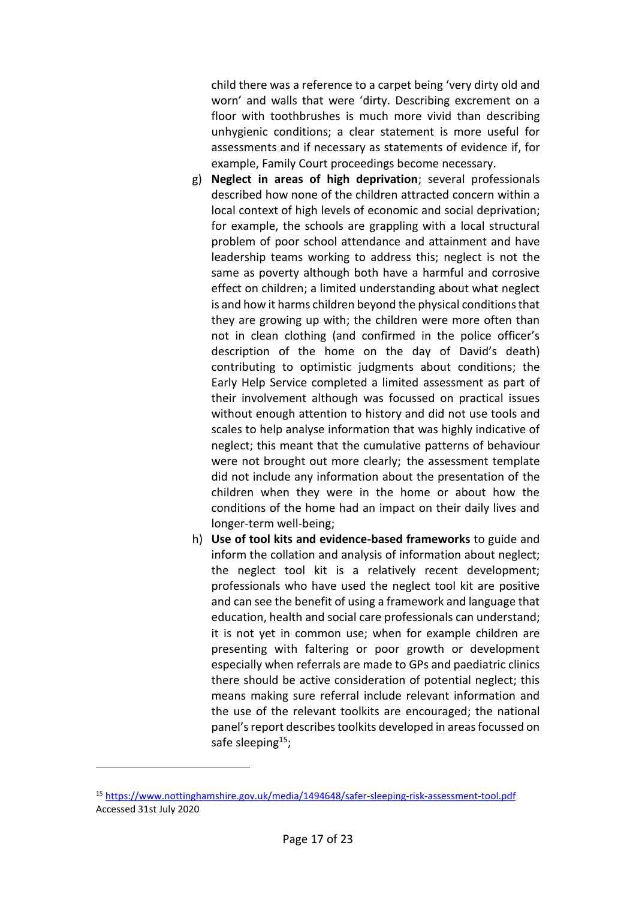child there was a reference to a carpet being 'very dirty old and worn' and walls that were 'dirty. Describing excrement on a floor with toothbrushes is much more vivid than describing unhygienic conditions; a clear statement is more useful for assessments and if necessary as statements of evidence if, for example, Family Court proceedings become necessary.

g) **Neglect in areas of high deprivation**; several professionals described how none of the children attracted concern within a local context of high levels of economic and social deprivation; for example, the schools are grappling with a local structural problem of poor school attendance and attainment and have leadership teams working to address this; neglect is not the same as poverty although both have a harmful and corrosive effect on children; a limited understanding about what neglect is and how it harms children beyond the physical conditions that they are growing up with; the children were more often than not in clean clothing (and confirmed in the police officer's description of the home on the day of David's death) contributing to optimistic judgments about conditions; the Early Help Service completed a limited assessment as part of their involvement although was focussed on practical issues without enough attention to history and did not use tools and scales to help analyse information that was highly indicative of neglect; this meant that the cumulative patterns of behaviour were not brought out more clearly; the assessment template did not include any information about the presentation of the children when they were in the home or about how the conditions of the home had an impact on their daily lives and longer-term well-being;

h) **Use of tool kits and evidence-based frameworks** to guide and inform the collation and analysis of information about neglect; the neglect tool kit is a relatively recent development; professionals who have used the neglect tool kit are positive and can see the benefit of using a framework and language that education, health and social care professionals can understand; it is not yet in common use; when for example children are presenting with faltering or poor growth or development especially when referrals are made to GPs and paediatric clinics there should be active consideration of potential neglect; this means making sure referral include relevant information and the use of the relevant toolkits are encouraged; the national panel's report describes toolkits developed in areas focussed on safe sleeping[15];

[15] https://www.nottinghamshire.gov.uk/media/1494648/safer-sleeping-risk-assessment-tool.pdf Accessed 31st July 2020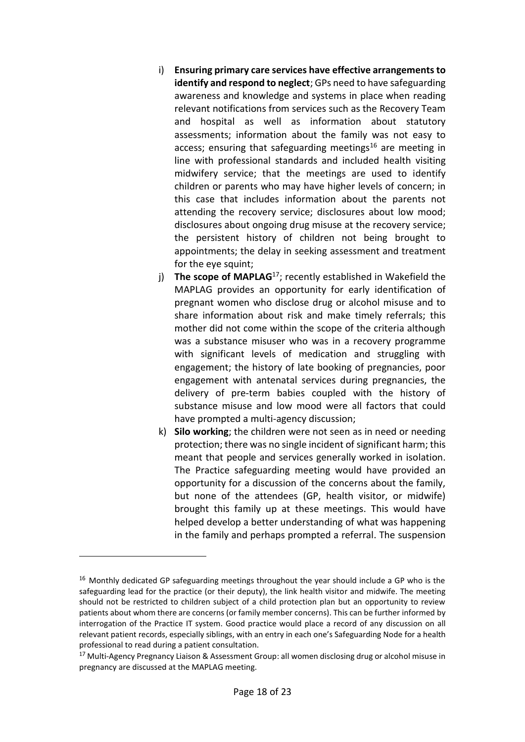i) **Ensuring primary care services have effective arrangements to identify and respond to neglect**; GPs need to have safeguarding awareness and knowledge and systems in place when reading relevant notifications from services such as the Recovery Team and hospital as well as information about statutory assessments; information about the family was not easy to access; ensuring that safeguarding meetings[16] are meeting in line with professional standards and included health visiting midwifery service; that the meetings are used to identify children or parents who may have higher levels of concern; in this case that includes information about the parents not attending the recovery service; disclosures about low mood; disclosures about ongoing drug misuse at the recovery service; the persistent history of children not being brought to appointments; the delay in seeking assessment and treatment for the eye squint;

j) **The scope of MAPLAG**[17]; recently established in Wakefield the MAPLAG provides an opportunity for early identification of pregnant women who disclose drug or alcohol misuse and to share information about risk and make timely referrals; this mother did not come within the scope of the criteria although was a substance misuser who was in a recovery programme with significant levels of medication and struggling with engagement; the history of late booking of pregnancies, poor engagement with antenatal services during pregnancies, the delivery of pre-term babies coupled with the history of substance misuse and low mood were all factors that could have prompted a multi-agency discussion;

k) **Silo working**; the children were not seen as in need or needing protection; there was no single incident of significant harm; this meant that people and services generally worked in isolation. The Practice safeguarding meeting would have provided an opportunity for a discussion of the concerns about the family, but none of the attendees (GP, health visitor, or midwife) brought this family up at these meetings. This would have helped develop a better understanding of what was happening in the family and perhaps prompted a referral. The suspension

---

[16] Monthly dedicated GP safeguarding meetings throughout the year should include a GP who is the safeguarding lead for the practice (or their deputy), the link health visitor and midwife. The meeting should not be restricted to children subject of a child protection plan but an opportunity to review patients about whom there are concerns (or family member concerns). This can be further informed by interrogation of the Practice IT system. Good practice would place a record of any discussion on all relevant patient records, especially siblings, with an entry in each one's Safeguarding Node for a health professional to read during a patient consultation.

[17] Multi-Agency Pregnancy Liaison & Assessment Group: all women disclosing drug or alcohol misuse in pregnancy are discussed at the MAPLAG meeting.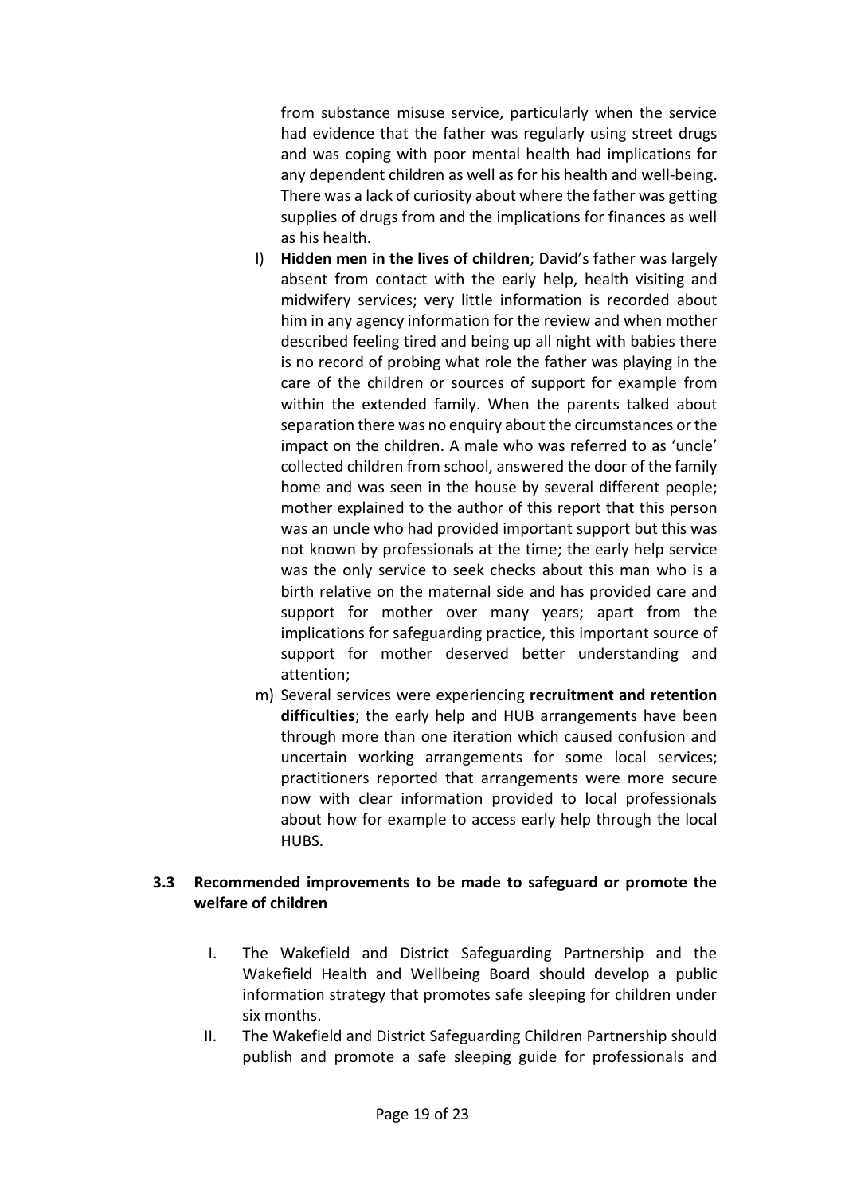from substance misuse service, particularly when the service had evidence that the father was regularly using street drugs and was coping with poor mental health had implications for any dependent children as well as for his health and well-being. There was a lack of curiosity about where the father was getting supplies of drugs from and the implications for finances as well as his health.

l) **Hidden men in the lives of children**; David's father was largely absent from contact with the early help, health visiting and midwifery services; very little information is recorded about him in any agency information for the review and when mother described feeling tired and being up all night with babies there is no record of probing what role the father was playing in the care of the children or sources of support for example from within the extended family. When the parents talked about separation there was no enquiry about the circumstances or the impact on the children. A male who was referred to as 'uncle' collected children from school, answered the door of the family home and was seen in the house by several different people; mother explained to the author of this report that this person was an uncle who had provided important support but this was not known by professionals at the time; the early help service was the only service to seek checks about this man who is a birth relative on the maternal side and has provided care and support for mother over many years; apart from the implications for safeguarding practice, this important source of support for mother deserved better understanding and attention;

m) Several services were experiencing **recruitment and retention difficulties**; the early help and HUB arrangements have been through more than one iteration which caused confusion and uncertain working arrangements for some local services; practitioners reported that arrangements were more secure now with clear information provided to local professionals about how for example to access early help through the local HUBS.

### 3.3 Recommended improvements to be made to safeguard or promote the welfare of children

I. The Wakefield and District Safeguarding Partnership and the Wakefield Health and Wellbeing Board should develop a public information strategy that promotes safe sleeping for children under six months.

II. The Wakefield and District Safeguarding Children Partnership should publish and promote a safe sleeping guide for professionals and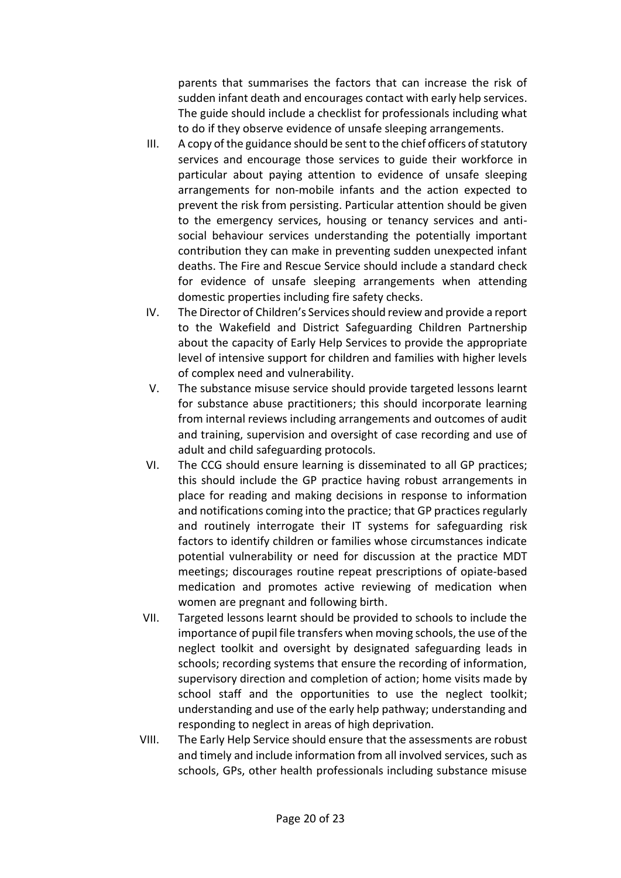parents that summarises the factors that can increase the risk of sudden infant death and encourages contact with early help services. The guide should include a checklist for professionals including what to do if they observe evidence of unsafe sleeping arrangements.

III. A copy of the guidance should be sent to the chief officers of statutory services and encourage those services to guide their workforce in particular about paying attention to evidence of unsafe sleeping arrangements for non-mobile infants and the action expected to prevent the risk from persisting. Particular attention should be given to the emergency services, housing or tenancy services and anti-social behaviour services understanding the potentially important contribution they can make in preventing sudden unexpected infant deaths. The Fire and Rescue Service should include a standard check for evidence of unsafe sleeping arrangements when attending domestic properties including fire safety checks.

IV. The Director of Children's Services should review and provide a report to the Wakefield and District Safeguarding Children Partnership about the capacity of Early Help Services to provide the appropriate level of intensive support for children and families with higher levels of complex need and vulnerability.

V. The substance misuse service should provide targeted lessons learnt for substance abuse practitioners; this should incorporate learning from internal reviews including arrangements and outcomes of audit and training, supervision and oversight of case recording and use of adult and child safeguarding protocols.

VI. The CCG should ensure learning is disseminated to all GP practices; this should include the GP practice having robust arrangements in place for reading and making decisions in response to information and notifications coming into the practice; that GP practices regularly and routinely interrogate their IT systems for safeguarding risk factors to identify children or families whose circumstances indicate potential vulnerability or need for discussion at the practice MDT meetings; discourages routine repeat prescriptions of opiate-based medication and promotes active reviewing of medication when women are pregnant and following birth.

VII. Targeted lessons learnt should be provided to schools to include the importance of pupil file transfers when moving schools, the use of the neglect toolkit and oversight by designated safeguarding leads in schools; recording systems that ensure the recording of information, supervisory direction and completion of action; home visits made by school staff and the opportunities to use the neglect toolkit; understanding and use of the early help pathway; understanding and responding to neglect in areas of high deprivation.

VIII. The Early Help Service should ensure that the assessments are robust and timely and include information from all involved services, such as schools, GPs, other health professionals including substance misuse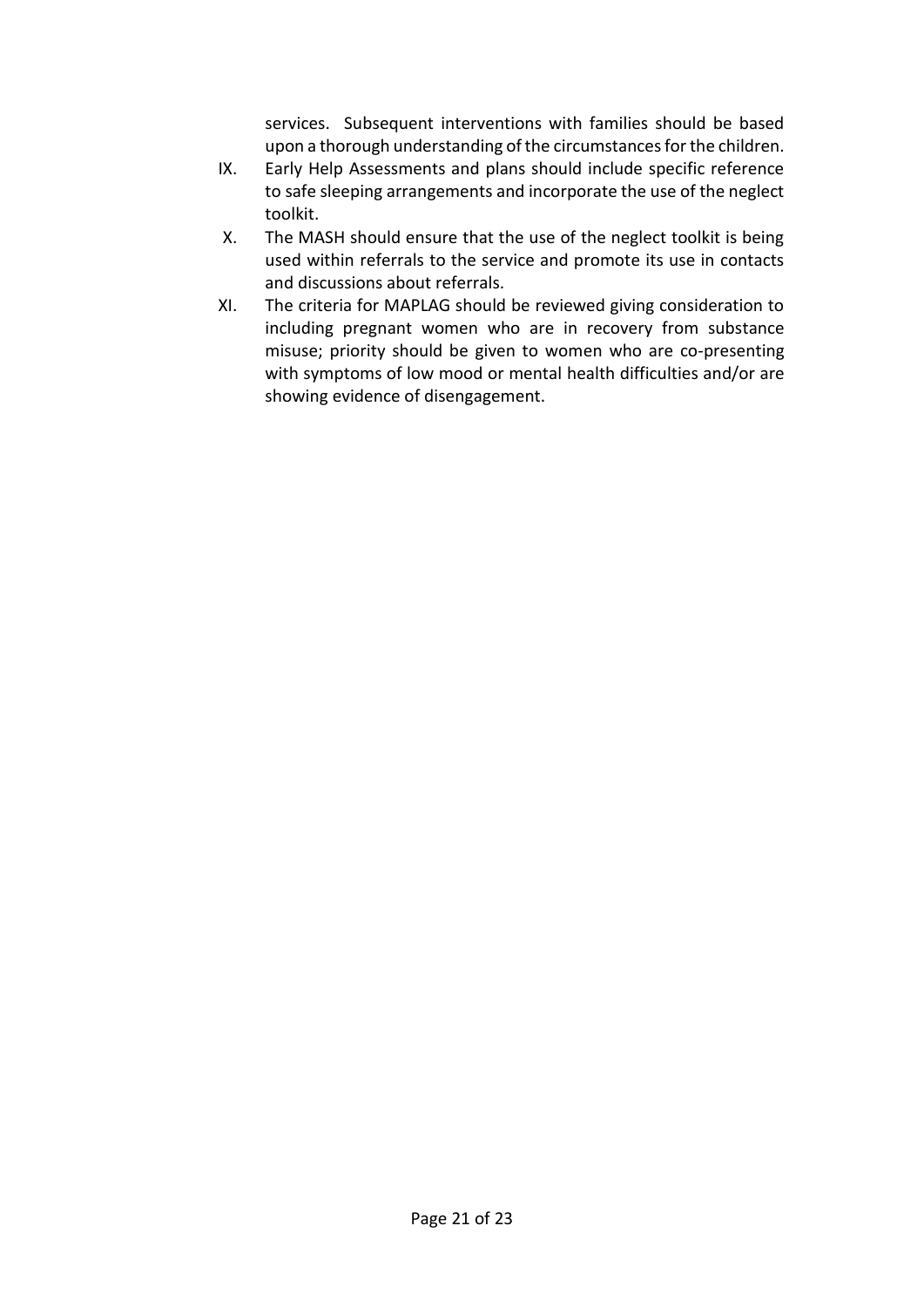services. Subsequent interventions with families should be based upon a thorough understanding of the circumstances for the children.

IX. Early Help Assessments and plans should include specific reference to safe sleeping arrangements and incorporate the use of the neglect toolkit.

X. The MASH should ensure that the use of the neglect toolkit is being used within referrals to the service and promote its use in contacts and discussions about referrals.

XI. The criteria for MAPLAG should be reviewed giving consideration to including pregnant women who are in recovery from substance misuse; priority should be given to women who are co-presenting with symptoms of low mood or mental health difficulties and/or are showing evidence of disengagement.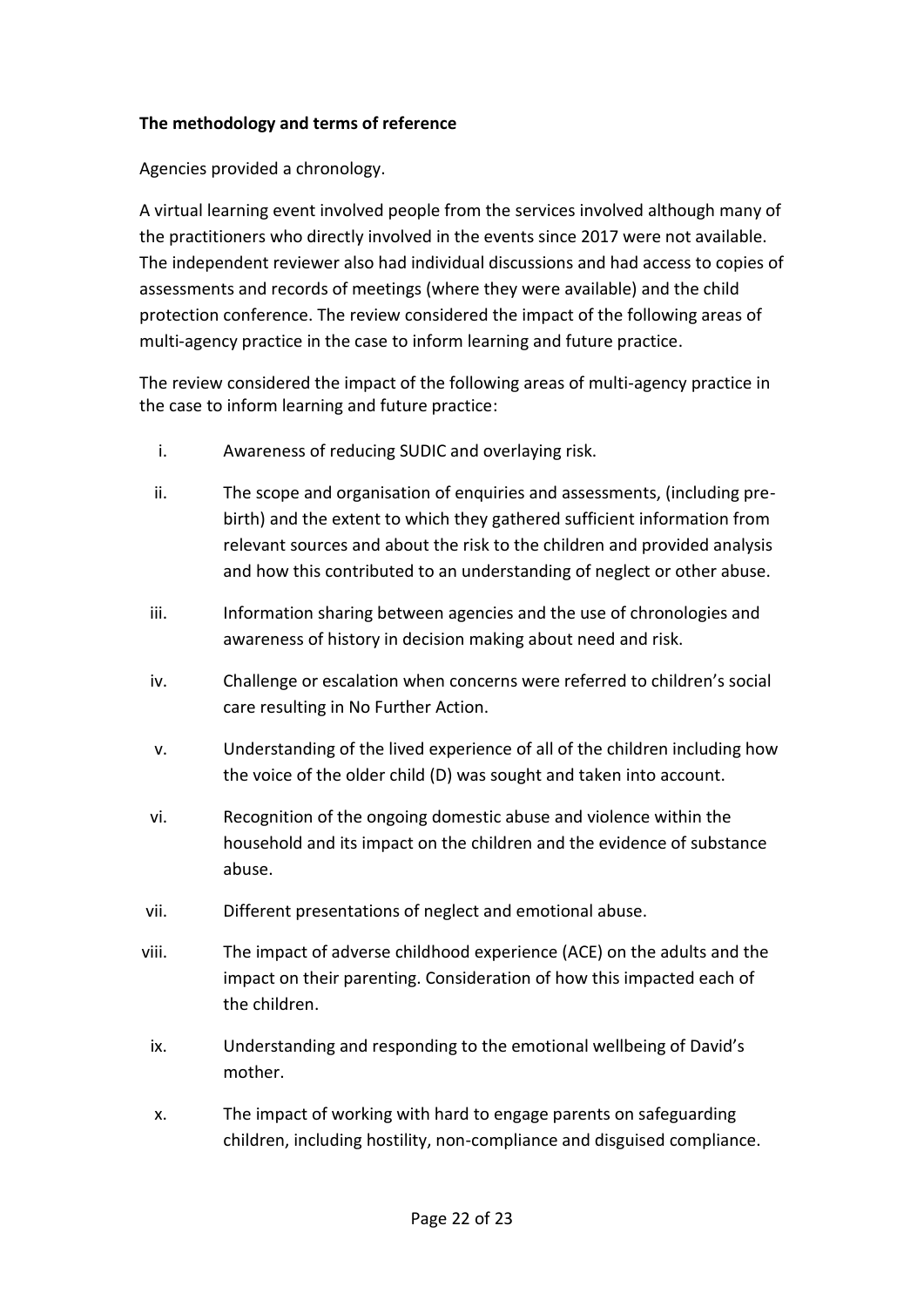**The methodology and terms of reference**

Agencies provided a chronology.

A virtual learning event involved people from the services involved although many of the practitioners who directly involved in the events since 2017 were not available. The independent reviewer also had individual discussions and had access to copies of assessments and records of meetings (where they were available) and the child protection conference. The review considered the impact of the following areas of multi-agency practice in the case to inform learning and future practice.

The review considered the impact of the following areas of multi-agency practice in the case to inform learning and future practice:

i. Awareness of reducing SUDIC and overlaying risk.

ii. The scope and organisation of enquiries and assessments, (including pre-birth) and the extent to which they gathered sufficient information from relevant sources and about the risk to the children and provided analysis and how this contributed to an understanding of neglect or other abuse.

iii. Information sharing between agencies and the use of chronologies and awareness of history in decision making about need and risk.

iv. Challenge or escalation when concerns were referred to children's social care resulting in No Further Action.

v. Understanding of the lived experience of all of the children including how the voice of the older child (D) was sought and taken into account.

vi. Recognition of the ongoing domestic abuse and violence within the household and its impact on the children and the evidence of substance abuse.

vii. Different presentations of neglect and emotional abuse.

viii. The impact of adverse childhood experience (ACE) on the adults and the impact on their parenting. Consideration of how this impacted each of the children.

ix. Understanding and responding to the emotional wellbeing of David's mother.

x. The impact of working with hard to engage parents on safeguarding children, including hostility, non-compliance and disguised compliance.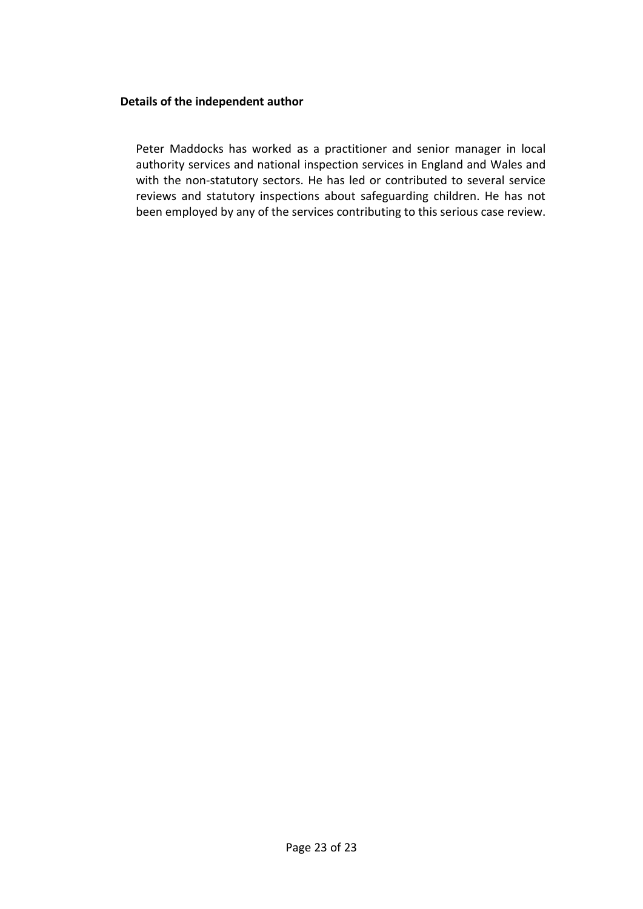**Details of the independent author**

Peter Maddocks has worked as a practitioner and senior manager in local authority services and national inspection services in England and Wales and with the non-statutory sectors. He has led or contributed to several service reviews and statutory inspections about safeguarding children. He has not been employed by any of the services contributing to this serious case review.